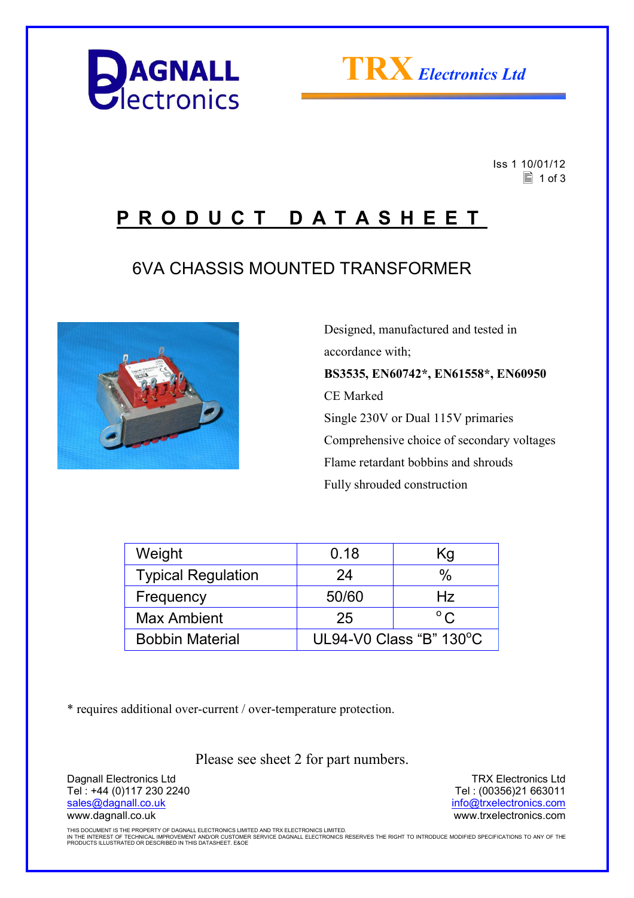Dagnall Electronics

**TRX** *Electronics Ltd*

Iss 1 10/01/12

# PRODUCT DATASHEET

## 6VA CHASSIS MOUNTED TRANSFORMER

Designed, manufactured and tested in accordance with;

**BS3535, EN60742*, EN61558*, EN60950**

CE Marked

Single 230V or Dual 115V primaries

Comprehensive choice of secondary voltages

Flame retardant bobbins and shrouds

Fully shrouded construction

| Weight | 0.18 | Kg |
|---|---|---|
| Typical Regulation | 24 | % |
| Frequency | 50/60 | Hz |
| Max Ambient | 25 | °C |
| Bobbin Material | UL94-V0 Class "B" 130°C | |

* requires additional over-current / over-temperature protection.

Please see sheet 2 for part numbers.

Dagnall Electronics Ltd
Tel : +44 (0)117 230 2240
sales@dagnall.co.uk
www.dagnall.co.uk

TRX Electronics Ltd
Tel : (00356)21 663011
info@trxelectronics.com
www.trxelectronics.com

THIS DOCUMENT IS THE PROPERTY OF DAGNALL ELECTRONICS LIMITED AND TRX ELECTRONICS LIMITED.
IN THE INTEREST OF TECHNICAL IMPROVEMENT AND/OR CUSTOMER SERVICE DAGNALL ELECTRONICS RESERVES THE RIGHT TO INTRODUCE MODIFIED SPECIFICATIONS TO ANY OF THE PRODUCTS ILLUSTRATED OR DESCRIBED IN THIS DATASHEET. E&OE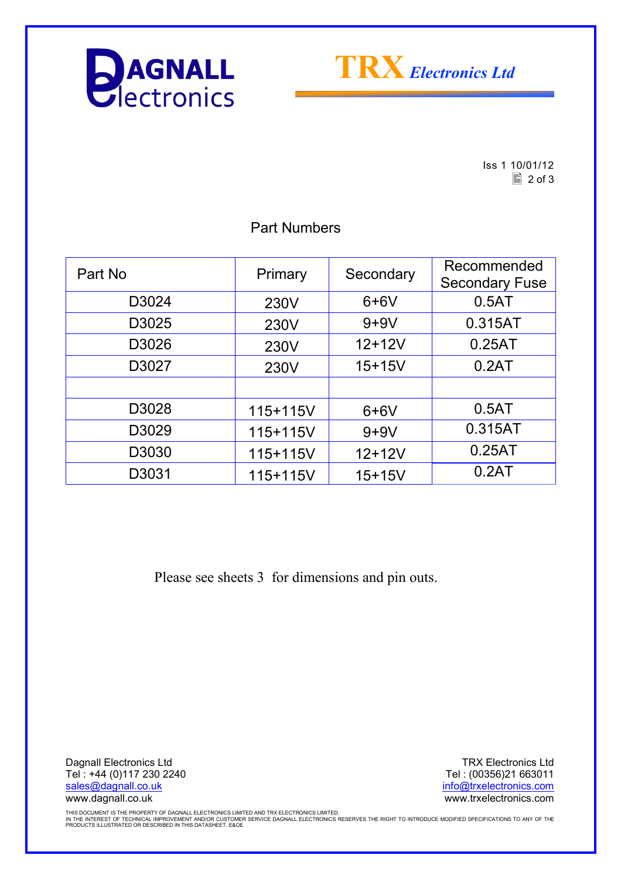Iss 1 10/01/12

## Part Numbers

| Part No | Primary | Secondary | Recommended Secondary Fuse |
|---|---|---|---|
| D3024 | 230V | 6+6V | 0.5AT |
| D3025 | 230V | 9+9V | 0.315AT |
| D3026 | 230V | 12+12V | 0.25AT |
| D3027 | 230V | 15+15V | 0.2AT |
| | | | |
| D3028 | 115+115V | 6+6V | 0.5AT |
| D3029 | 115+115V | 9+9V | 0.315AT |
| D3030 | 115+115V | 12+12V | 0.25AT |
| D3031 | 115+115V | 15+15V | 0.2AT |

Please see sheets 3 for dimensions and pin outs.

Dagnall Electronics Ltd
Tel : +44 (0)117 230 2240
sales@dagnall.co.uk
www.dagnall.co.uk

TRX Electronics Ltd
Tel : (00356)21 663011
info@trxelectronics.com
www.trxelectronics.com

THIS DOCUMENT IS THE PROPERTY OF DAGNALL ELECTRONICS LIMITED AND TRX ELECTRONICS LIMITED.
IN THE INTEREST OF TECHNICAL IMPROVEMENT AND/OR CUSTOMER SERVICE DAGNALL ELECTRONICS RESERVES THE RIGHT TO INTRODUCE MODIFIED SPECIFICATIONS TO ANY OF THE PRODUCTS ILLUSTRATED OR DESCRIBED IN THIS DATASHEET. E&OE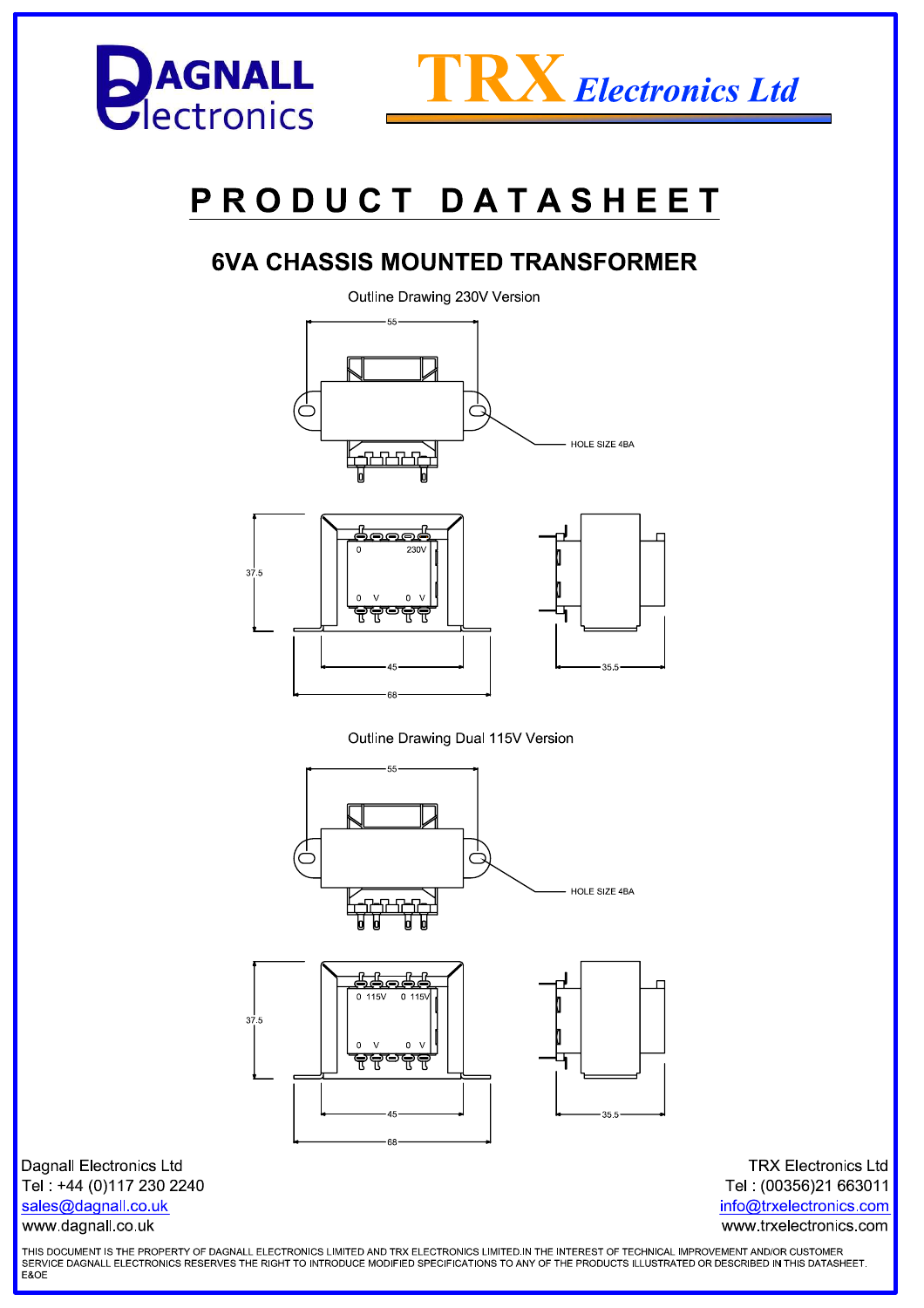DAGNALL Electronics

TRX Electronics Ltd

# PRODUCT DATASHEET

## 6VA CHASSIS MOUNTED TRANSFORMER

Outline Drawing 230V Version

55

HOLE SIZE 4BA

37.5

0 230V

0 V 0 V

45

68

35.5

Outline Drawing Dual 115V Version

55

HOLE SIZE 4BA

37.5

0 115V 0 115V

0 V 0 V

45

68

35.5

Dagnall Electronics Ltd
Tel : +44 (0)117 230 2240
sales@dagnall.co.uk
www.dagnall.co.uk

TRX Electronics Ltd
Tel : (00356)21 663011
info@trxelectronics.com
www.trxelectronics.com

THIS DOCUMENT IS THE PROPERTY OF DAGNALL ELECTRONICS LIMITED AND TRX ELECTRONICS LIMITED.IN THE INTEREST OF TECHNICAL IMPROVEMENT AND/OR CUSTOMER SERVICE DAGNALL ELECTRONICS RESERVES THE RIGHT TO INTRODUCE MODIFIED SPECIFICATIONS TO ANY OF THE PRODUCTS ILLUSTRATED OR DESCRIBED IN THIS DATASHEET. E&OE